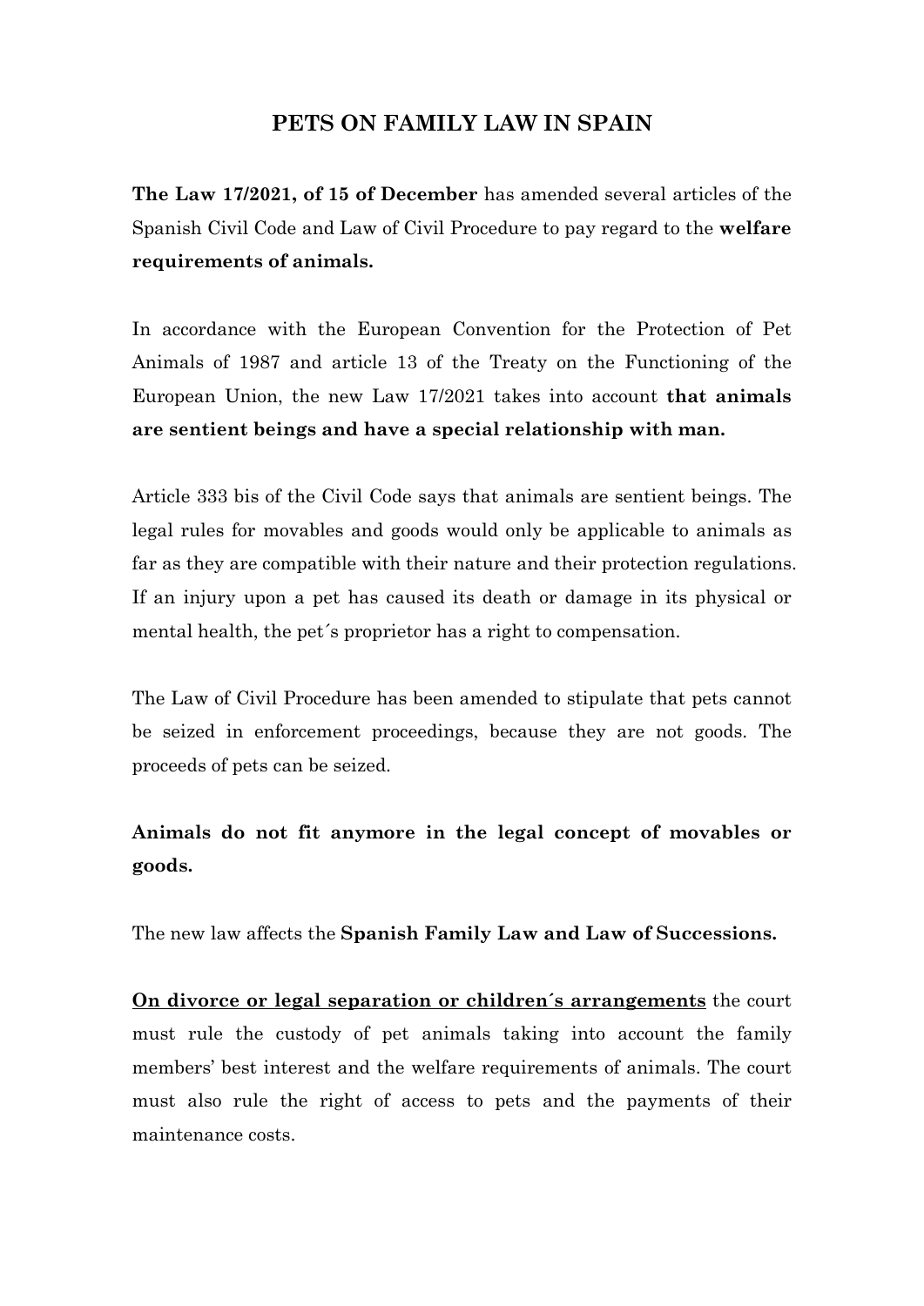# PETS ON FAMILY LAW IN SPAIN

**The Law 17/2021, of 15 of December** has amended several articles of the Spanish Civil Code and Law of Civil Procedure to pay regard to the **welfare requirements of animals.**

In accordance with the European Convention for the Protection of Pet Animals of 1987 and article 13 of the Treaty on the Functioning of the European Union, the new Law 17/2021 takes into account **that animals are sentient beings and have a special relationship with man.**

Article 333 bis of the Civil Code says that animals are sentient beings. The legal rules for movables and goods would only be applicable to animals as far as they are compatible with their nature and their protection regulations. If an injury upon a pet has caused its death or damage in its physical or mental health, the pet´s proprietor has a right to compensation.

The Law of Civil Procedure has been amended to stipulate that pets cannot be seized in enforcement proceedings, because they are not goods. The proceeds of pets can be seized.

**Animals do not fit anymore in the legal concept of movables or goods.**

The new law affects the **Spanish Family Law and Law of Successions.**

<u>**On divorce or legal separation or children´s arrangements**</u> the court must rule the custody of pet animals taking into account the family members' best interest and the welfare requirements of animals. The court must also rule the right of access to pets and the payments of their maintenance costs.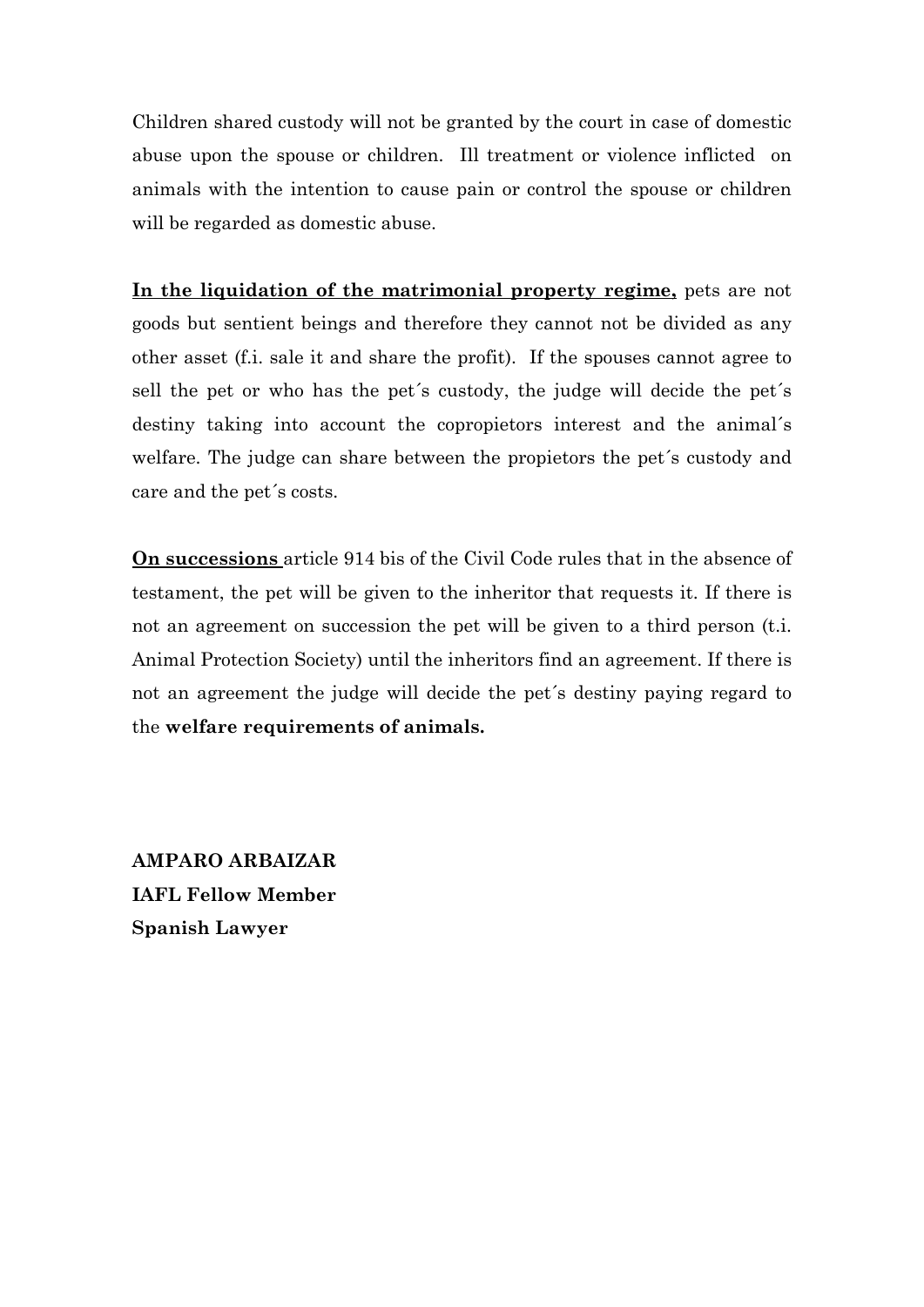Children shared custody will not be granted by the court in case of domestic abuse upon the spouse or children. Ill treatment or violence inflicted on animals with the intention to cause pain or control the spouse or children will be regarded as domestic abuse.

**In the liquidation of the matrimonial property regime,** pets are not goods but sentient beings and therefore they cannot not be divided as any other asset (f.i. sale it and share the profit). If the spouses cannot agree to sell the pet or who has the pet´s custody, the judge will decide the pet´s destiny taking into account the copropietors interest and the animal´s welfare. The judge can share between the propietors the pet´s custody and care and the pet´s costs.

**On successions** article 914 bis of the Civil Code rules that in the absence of testament, the pet will be given to the inheritor that requests it. If there is not an agreement on succession the pet will be given to a third person (t.i. Animal Protection Society) until the inheritors find an agreement. If there is not an agreement the judge will decide the pet´s destiny paying regard to the **welfare requirements of animals.**

**AMPARO ARBAIZAR**
**IAFL Fellow Member**
**Spanish Lawyer**